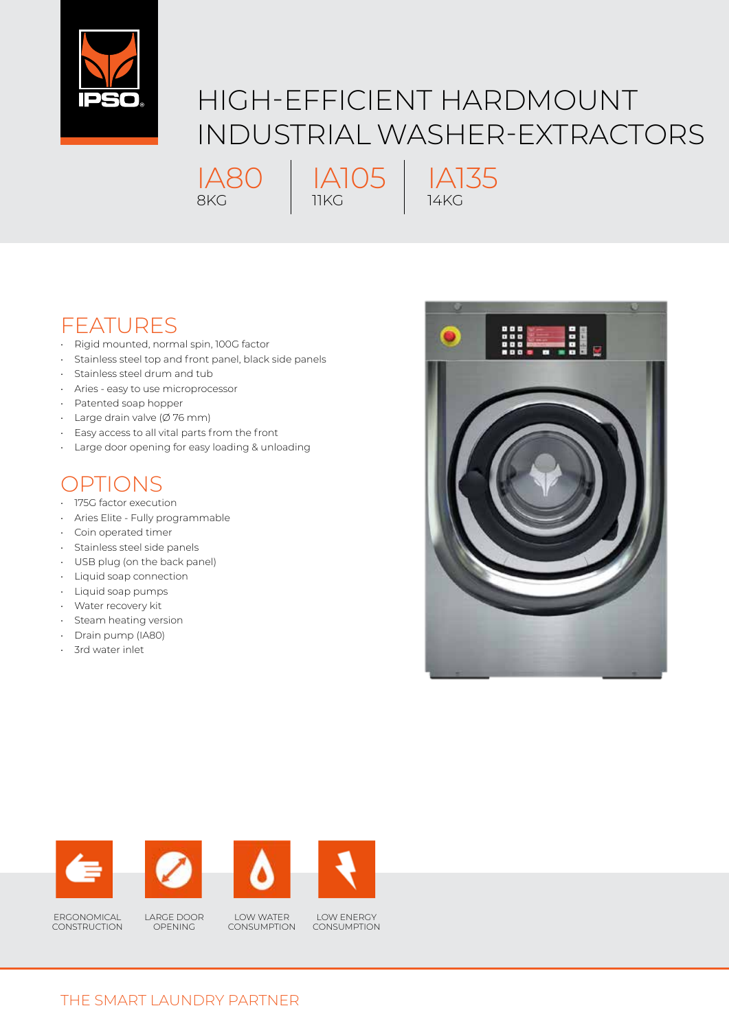IPSO

# HIGH-EFFICIENT HARDMOUNT INDUSTRIAL WASHER-EXTRACTORS

IA80 8KG | IA105 11KG | IA135 14KG

## FEATURES

- Rigid mounted, normal spin, 100G factor
- Stainless steel top and front panel, black side panels
- Stainless steel drum and tub
- Aries - easy to use microprocessor
- Patented soap hopper
- Large drain valve (Ø 76 mm)
- Easy access to all vital parts from the front
- Large door opening for easy loading & unloading

## OPTIONS

- 175G factor execution
- Aries Elite - Fully programmable
- Coin operated timer
- Stainless steel side panels
- USB plug (on the back panel)
- Liquid soap connection
- Liquid soap pumps
- Water recovery kit
- Steam heating version
- Drain pump (IA80)
- 3rd water inlet

ERGONOMICAL CONSTRUCTION

LARGE DOOR OPENING

LOW WATER CONSUMPTION

LOW ENERGY CONSUMPTION

THE SMART LAUNDRY PARTNER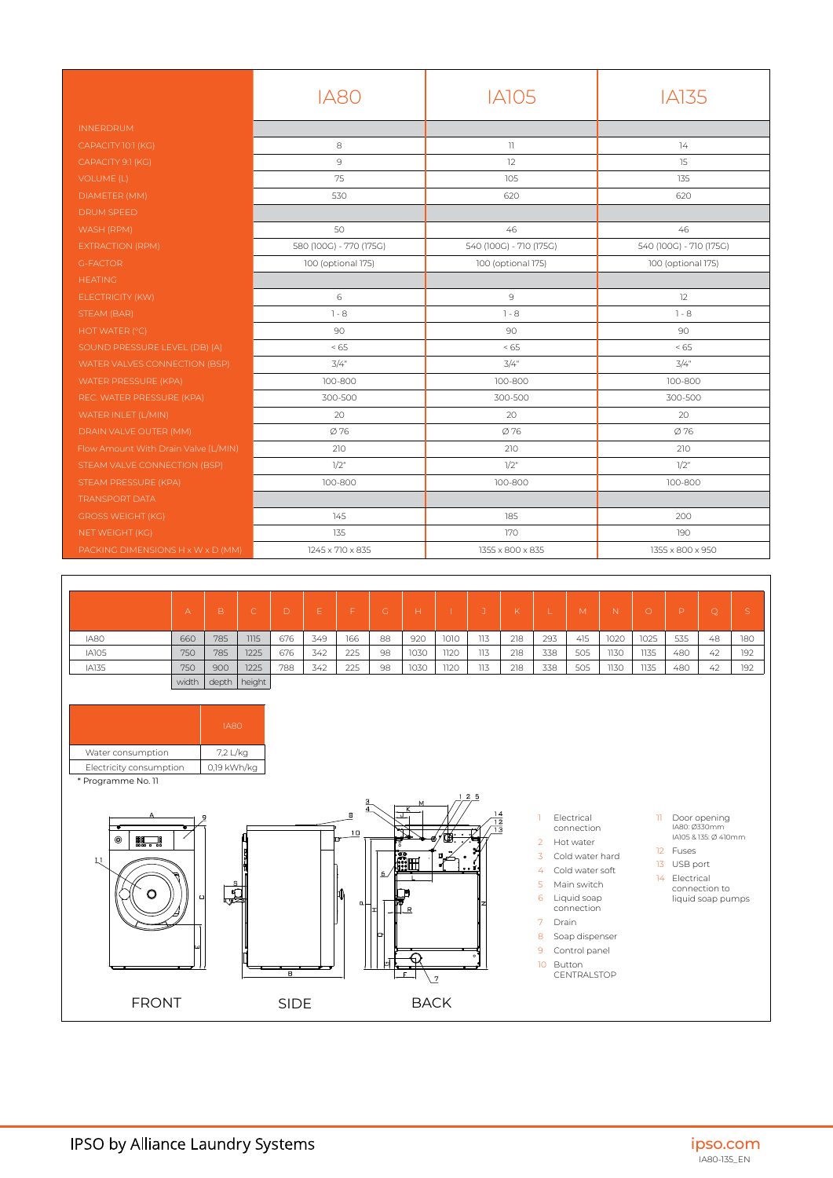| | IA80 | IA105 | IA135 |
|---|---|---|---|
| INNERDRUM | | | |
| CAPACITY 10:1 (KG) | 8 | 11 | 14 |
| CAPACITY 9:1 (KG) | 9 | 12 | 15 |
| VOLUME (L) | 75 | 105 | 135 |
| DIAMETER (MM) | 530 | 620 | 620 |
| DRUM SPEED | | | |
| WASH (RPM) | 50 | 46 | 46 |
| EXTRACTION (RPM) | 580 (100G) - 770 (175G) | 540 (100G) - 710 (175G) | 540 (100G) - 710 (175G) |
| G-FACTOR | 100 (optional 175) | 100 (optional 175) | 100 (optional 175) |
| HEATING | | | |
| ELECTRICITY (KW) | 6 | 9 | 12 |
| STEAM (BAR) | 1 - 8 | 1 - 8 | 1 - 8 |
| HOT WATER (°C) | 90 | 90 | 90 |
| SOUND PRESSURE LEVEL (DB) (A) | < 65 | < 65 | < 65 |
| WATER VALVES CONNECTION (BSP) | 3/4" | 3/4" | 3/4" |
| WATER PRESSURE (KPA) | 100-800 | 100-800 | 100-800 |
| REC. WATER PRESSURE (KPA) | 300-500 | 300-500 | 300-500 |
| WATER INLET (L/MIN) | 20 | 20 | 20 |
| DRAIN VALVE OUTER (MM) | Ø 76 | Ø 76 | Ø 76 |
| Flow Amount With Drain Valve (L/MIN) | 210 | 210 | 210 |
| STEAM VALVE CONNECTION (BSP) | 1/2" | 1/2" | 1/2" |
| STEAM PRESSURE (KPA) | 100-800 | 100-800 | 100-800 |
| TRANSPORT DATA | | | |
| GROSS WEIGHT (KG) | 145 | 185 | 200 |
| NET WEIGHT (KG) | 135 | 170 | 190 |
| PACKING DIMENSIONS H x W x D (MM) | 1245 x 710 x 835 | 1355 x 800 x 835 | 1355 x 800 x 950 |

| | A | B | C | D | E | F | G | H | I | J | K | L | M | N | O | P | Q | S |
|---|---|---|---|---|---|---|---|---|---|---|---|---|---|---|---|---|---|---|
| IA80 | 660 | 785 | 1115 | 676 | 349 | 166 | 88 | 920 | 1010 | 113 | 218 | 293 | 415 | 1020 | 1025 | 535 | 48 | 180 |
| IA105 | 750 | 785 | 1225 | 676 | 342 | 225 | 98 | 1030 | 1120 | 113 | 218 | 338 | 505 | 1130 | 1135 | 480 | 42 | 192 |
| IA135 | 750 | 900 | 1225 | 788 | 342 | 225 | 98 | 1030 | 1120 | 113 | 218 | 338 | 505 | 1130 | 1135 | 480 | 42 | 192 |
| | width | depth | height | | | | | | | | | | | | | | | |

| | IA80 |
|---|---|
| Water consumption | 7,2 L/kg |
| Electricity consumption | 0,19 kWh/kg |

\* Programme No. 11

FRONT

SIDE

BACK

1 Electrical connection
2 Hot water
3 Cold water hard
4 Cold water soft
5 Main switch
6 Liquid soap connection
7 Drain
8 Soap dispenser
9 Control panel
10 Button CENTRALSTOP
11 Door opening IA80: Ø330mm IA105 & 135: Ø 410mm
12 Fuses
13 USB port
14 Electrical connection to liquid soap pumps

IPSO by Alliance Laundry Systems

ipso.com

IA80-135_EN